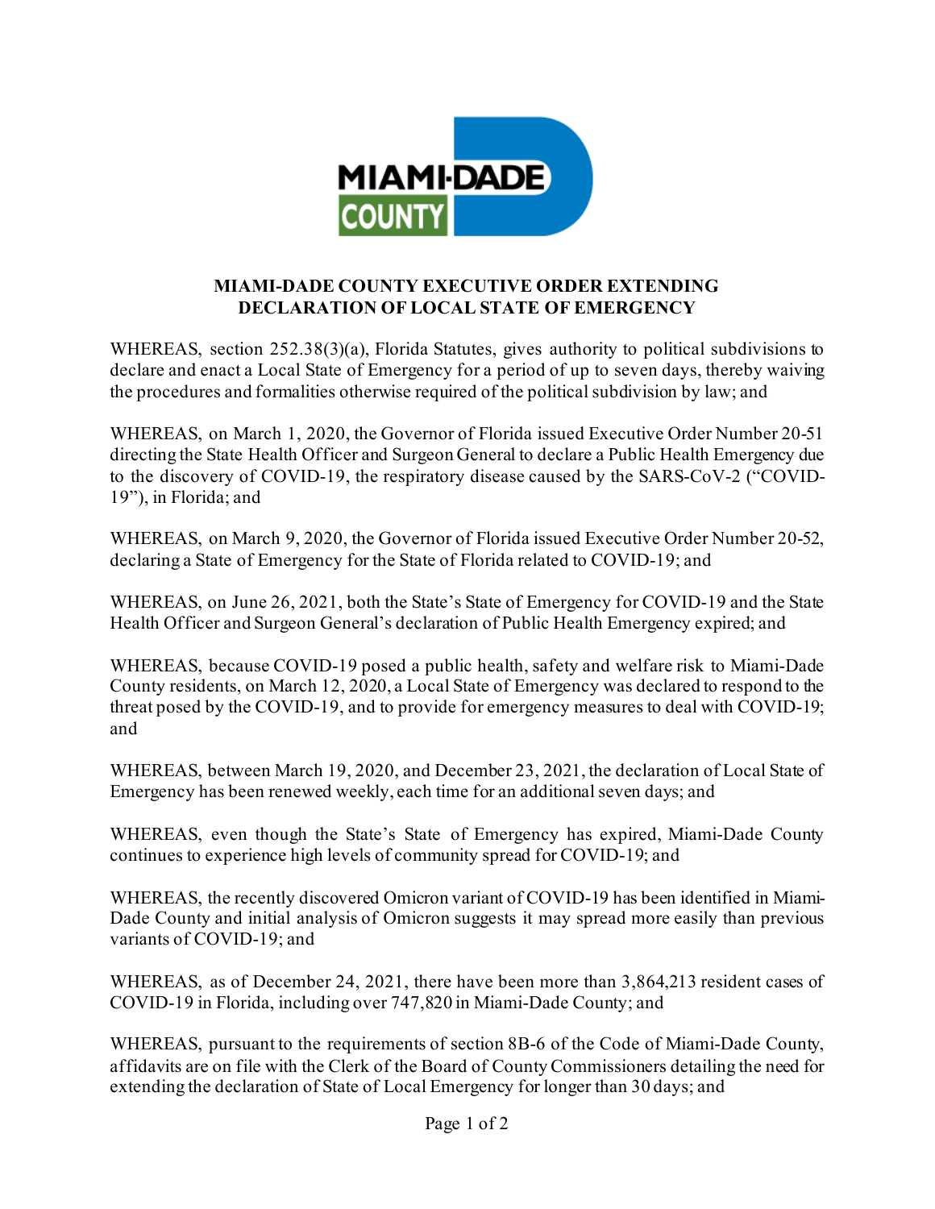# MIAMI-DADE COUNTY EXECUTIVE ORDER EXTENDING DECLARATION OF LOCAL STATE OF EMERGENCY

WHEREAS, section 252.38(3)(a), Florida Statutes, gives authority to political subdivisions to declare and enact a Local State of Emergency for a period of up to seven days, thereby waiving the procedures and formalities otherwise required of the political subdivision by law; and

WHEREAS, on March 1, 2020, the Governor of Florida issued Executive Order Number 20-51 directing the State Health Officer and Surgeon General to declare a Public Health Emergency due to the discovery of COVID-19, the respiratory disease caused by the SARS-CoV-2 ("COVID-19"), in Florida; and

WHEREAS, on March 9, 2020, the Governor of Florida issued Executive Order Number 20-52, declaring a State of Emergency for the State of Florida related to COVID-19; and

WHEREAS, on June 26, 2021, both the State's State of Emergency for COVID-19 and the State Health Officer and Surgeon General's declaration of Public Health Emergency expired; and

WHEREAS, because COVID-19 posed a public health, safety and welfare risk to Miami-Dade County residents, on March 12, 2020, a Local State of Emergency was declared to respond to the threat posed by the COVID-19, and to provide for emergency measures to deal with COVID-19; and

WHEREAS, between March 19, 2020, and December 23, 2021, the declaration of Local State of Emergency has been renewed weekly, each time for an additional seven days; and

WHEREAS, even though the State's State of Emergency has expired, Miami-Dade County continues to experience high levels of community spread for COVID-19; and

WHEREAS, the recently discovered Omicron variant of COVID-19 has been identified in Miami-Dade County and initial analysis of Omicron suggests it may spread more easily than previous variants of COVID-19; and

WHEREAS, as of December 24, 2021, there have been more than 3,864,213 resident cases of COVID-19 in Florida, including over 747,820 in Miami-Dade County; and

WHEREAS, pursuant to the requirements of section 8B-6 of the Code of Miami-Dade County, affidavits are on file with the Clerk of the Board of County Commissioners detailing the need for extending the declaration of State of Local Emergency for longer than 30 days; and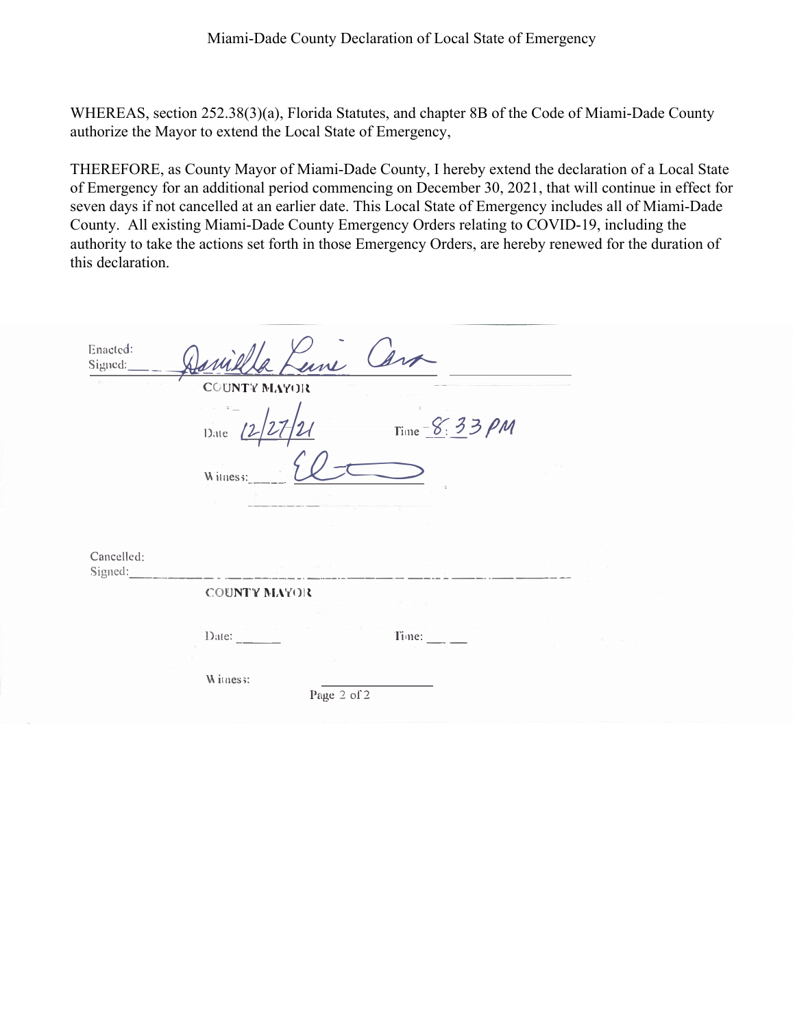Miami-Dade County Declaration of Local State of Emergency

WHEREAS, section 252.38(3)(a), Florida Statutes, and chapter 8B of the Code of Miami-Dade County authorize the Mayor to extend the Local State of Emergency,

THEREFORE, as County Mayor of Miami-Dade County, I hereby extend the declaration of a Local State of Emergency for an additional period commencing on December 30, 2021, that will continue in effect for seven days if not cancelled at an earlier date. This Local State of Emergency includes all of Miami-Dade County. All existing Miami-Dade County Emergency Orders relating to COVID-19, including the authority to take the actions set forth in those Emergency Orders, are hereby renewed for the duration of this declaration.

Enacted:
Signed: Daniella Levine Cava
COUNTY MAYOR

Date 12/27/21 Time 8:33 PM

Witness: [signature]

Cancelled:
Signed: ______________________
COUNTY MAYOR

Date: ______ Time: ___ ___

Witness: ______________